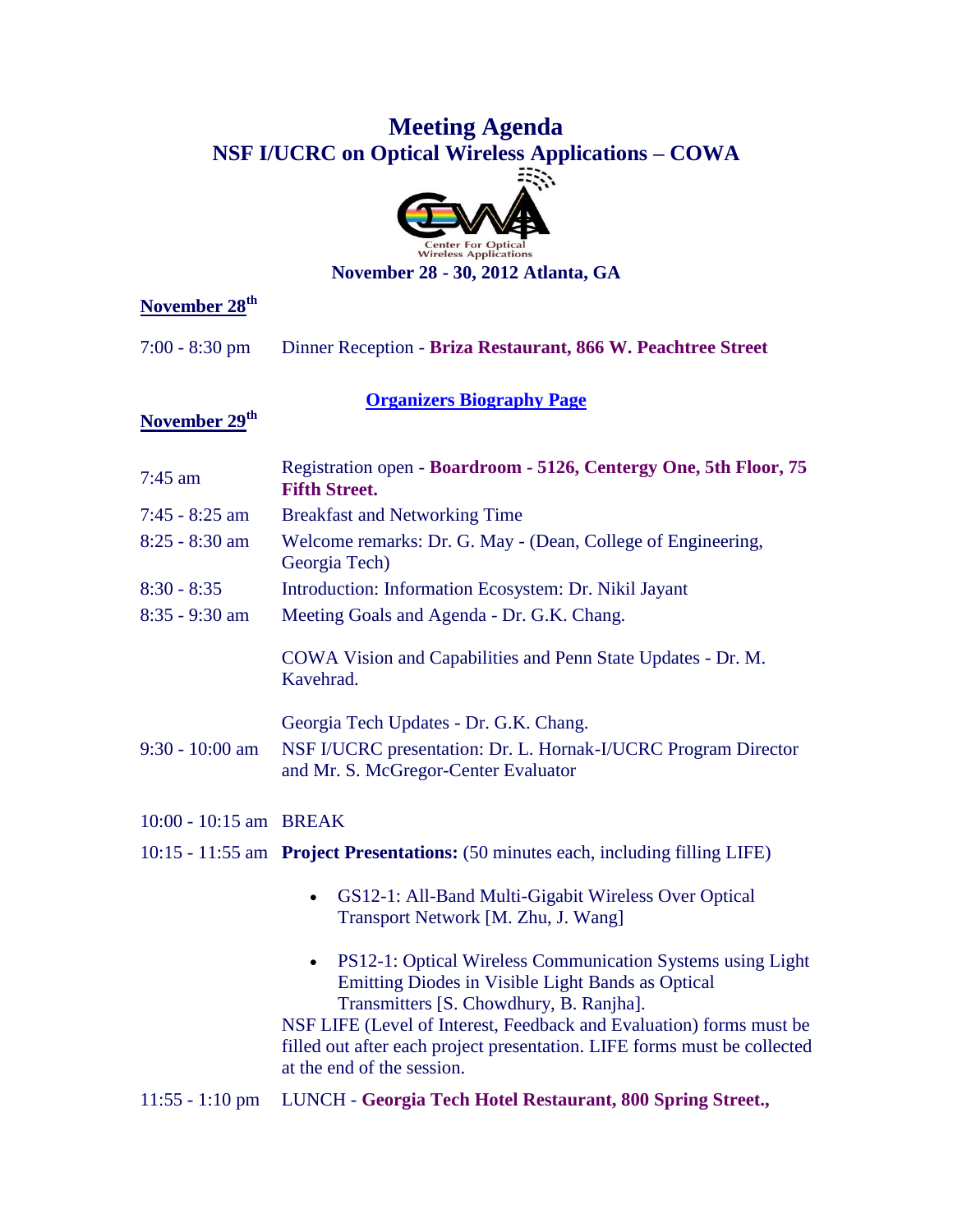# Meeting Agenda
## NSF I/UCRC on Optical Wireless Applications – COWA

Center For Optical Wireless Applications

**November 28 - 30, 2012 Atlanta, GA**

**November 28[th]**

7:00 - 8:30 pm Dinner Reception - **Briza Restaurant, 866 W. Peachtree Street**

**Organizers Biography Page**

**November 29[th]**

| | |
|---|---|
| 7:45 am | Registration open - **Boardroom - 5126, Centergy One, 5th Floor, 75 Fifth Street.** |
| 7:45 - 8:25 am | Breakfast and Networking Time |
| 8:25 - 8:30 am | Welcome remarks: Dr. G. May - (Dean, College of Engineering, Georgia Tech) |
| 8:30 - 8:35 | Introduction: Information Ecosystem: Dr. Nikil Jayant |
| 8:35 - 9:30 am | Meeting Goals and Agenda - Dr. G.K. Chang.<br><br>COWA Vision and Capabilities and Penn State Updates - Dr. M. Kavehrad.<br><br>Georgia Tech Updates - Dr. G.K. Chang. |
| 9:30 - 10:00 am | NSF I/UCRC presentation: Dr. L. Hornak-I/UCRC Program Director and Mr. S. McGregor-Center Evaluator |
| 10:00 - 10:15 am | BREAK |
| 10:15 - 11:55 am | **Project Presentations:** (50 minutes each, including filling LIFE)<br><br>• GS12-1: All-Band Multi-Gigabit Wireless Over Optical Transport Network [M. Zhu, J. Wang]<br><br>• PS12-1: Optical Wireless Communication Systems using Light Emitting Diodes in Visible Light Bands as Optical Transmitters [S. Chowdhury, B. Ranjha].<br><br>NSF LIFE (Level of Interest, Feedback and Evaluation) forms must be filled out after each project presentation. LIFE forms must be collected at the end of the session. |
| 11:55 - 1:10 pm | LUNCH - **Georgia Tech Hotel Restaurant, 800 Spring Street.,** |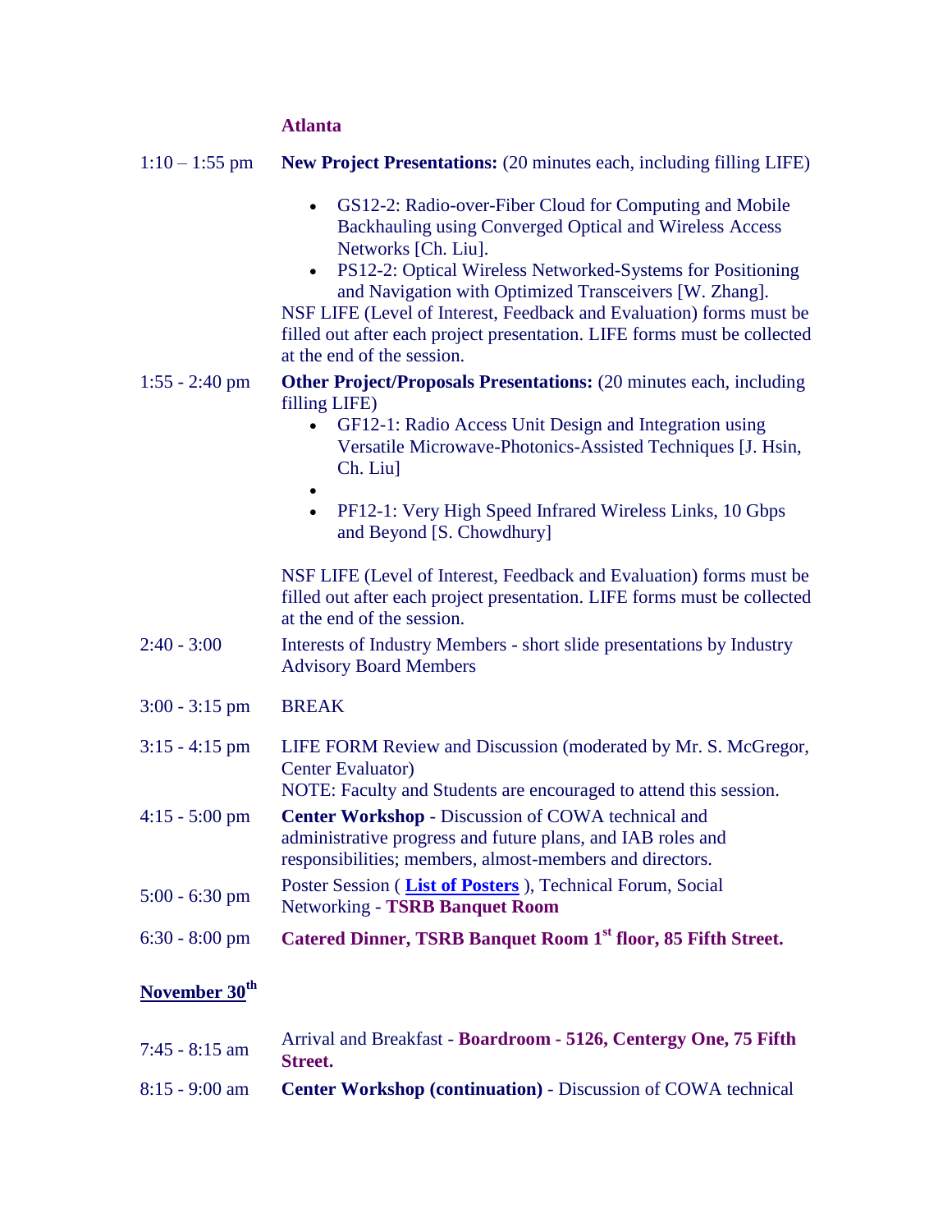**Atlanta**

| | |
|---|---|
| 1:10 – 1:55 pm | **New Project Presentations:** (20 minutes each, including filling LIFE)<br>• GS12-2: Radio-over-Fiber Cloud for Computing and Mobile Backhauling using Converged Optical and Wireless Access Networks [Ch. Liu].<br>• PS12-2: Optical Wireless Networked-Systems for Positioning and Navigation with Optimized Transceivers [W. Zhang].<br>NSF LIFE (Level of Interest, Feedback and Evaluation) forms must be filled out after each project presentation. LIFE forms must be collected at the end of the session. |
| 1:55 - 2:40 pm | **Other Project/Proposals Presentations:** (20 minutes each, including filling LIFE)<br>• GF12-1: Radio Access Unit Design and Integration using Versatile Microwave-Photonics-Assisted Techniques [J. Hsin, Ch. Liu]<br>•<br>• PF12-1: Very High Speed Infrared Wireless Links, 10 Gbps and Beyond [S. Chowdhury]<br>NSF LIFE (Level of Interest, Feedback and Evaluation) forms must be filled out after each project presentation. LIFE forms must be collected at the end of the session. |
| 2:40 - 3:00 | Interests of Industry Members - short slide presentations by Industry Advisory Board Members |
| 3:00 - 3:15 pm | BREAK |
| 3:15 - 4:15 pm | LIFE FORM Review and Discussion (moderated by Mr. S. McGregor, Center Evaluator)<br>NOTE: Faculty and Students are encouraged to attend this session. |
| 4:15 - 5:00 pm | **Center Workshop** - Discussion of COWA technical and administrative progress and future plans, and IAB roles and responsibilities; members, almost-members and directors. |
| 5:00 - 6:30 pm | Poster Session ( **List of Posters** ), Technical Forum, Social Networking - **TSRB Banquet Room** |
| 6:30 - 8:00 pm | **Catered Dinner, TSRB Banquet Room 1st floor, 85 Fifth Street.** |

## November 30th

| | |
|---|---|
| 7:45 - 8:15 am | Arrival and Breakfast - **Boardroom - 5126, Centergy One, 75 Fifth Street.** |
| 8:15 - 9:00 am | **Center Workshop (continuation)** - Discussion of COWA technical |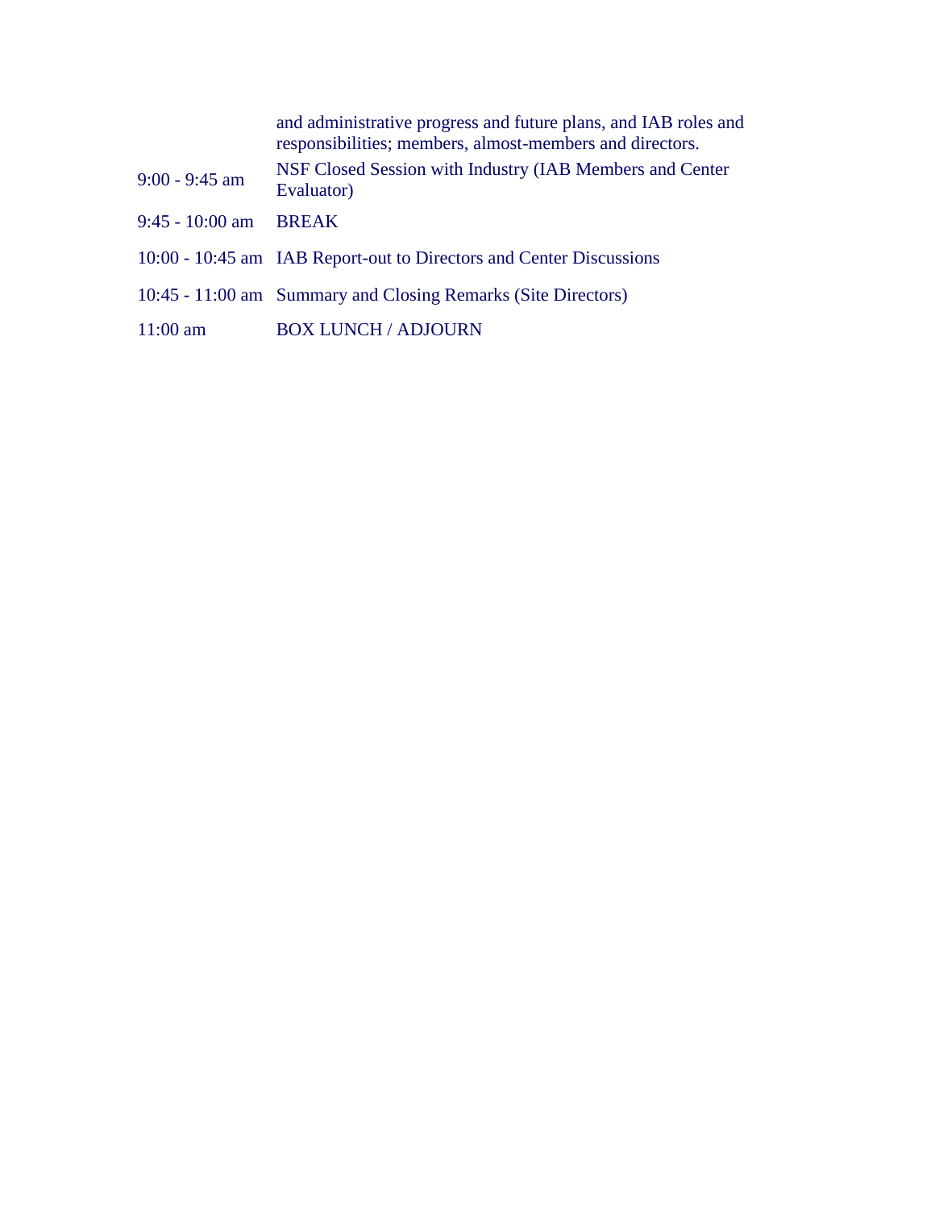| | |
|---|---|
| | and administrative progress and future plans, and IAB roles and responsibilities; members, almost-members and directors. |
| 9:00 - 9:45 am | NSF Closed Session with Industry (IAB Members and Center Evaluator) |
| 9:45 - 10:00 am | BREAK |
| 10:00 - 10:45 am | IAB Report-out to Directors and Center Discussions |
| 10:45 - 11:00 am | Summary and Closing Remarks (Site Directors) |
| 11:00 am | BOX LUNCH / ADJOURN |